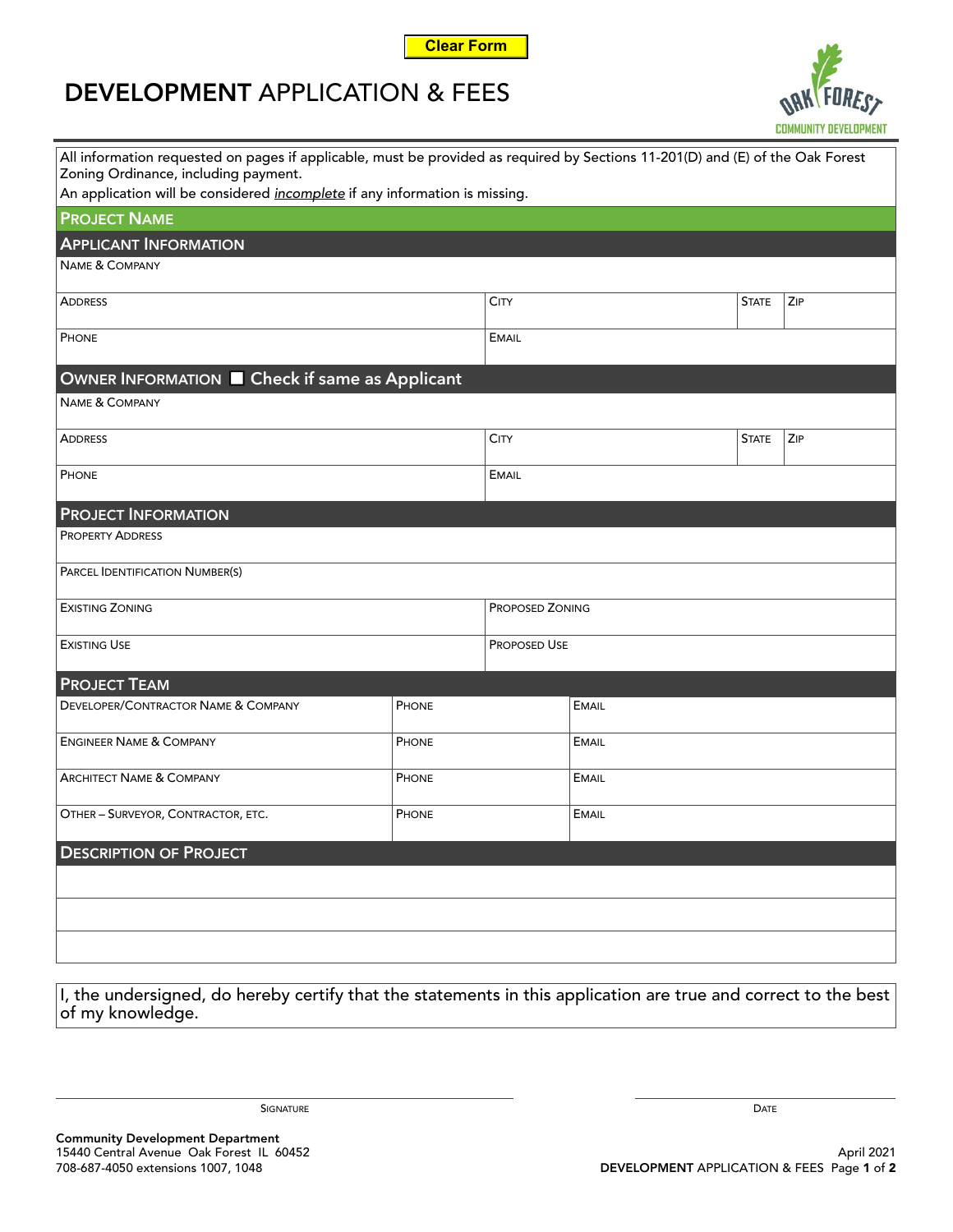# DEVELOPMENT APPLICATION & FEES

All information requested on pages if applicable, must be provided as required by Sections 11-201(D) and (E) of the Oak Forest Zoning Ordinance, including payment.
An application will be considered ***incomplete*** if any information is missing.

## PROJECT NAME

## APPLICANT INFORMATION

| NAME & COMPANY | | | |
|---|---|---|---|
| ADDRESS | CITY | STATE | ZIP |
| PHONE | EMAIL | | |

## OWNER INFORMATION ☐ Check if same as Applicant

| NAME & COMPANY | | | |
|---|---|---|---|
| ADDRESS | CITY | STATE | ZIP |
| PHONE | EMAIL | | |

## PROJECT INFORMATION

| PROPERTY ADDRESS | |
|---|---|
| PARCEL IDENTIFICATION NUMBER(S) | |
| EXISTING ZONING | PROPOSED ZONING |
| EXISTING USE | PROPOSED USE |

## PROJECT TEAM

| DEVELOPER/CONTRACTOR NAME & COMPANY | PHONE | EMAIL |
|---|---|---|
| ENGINEER NAME & COMPANY | PHONE | EMAIL |
| ARCHITECT NAME & COMPANY | PHONE | EMAIL |
| OTHER – SURVEYOR, CONTRACTOR, ETC. | PHONE | EMAIL |

## DESCRIPTION OF PROJECT

I, the undersigned, do hereby certify that the statements in this application are true and correct to the best of my knowledge.

SIGNATURE

DATE

**Community Development Department**
15440 Central Avenue Oak Forest IL 60452
708-687-4050 extensions 1007, 1048

April 2021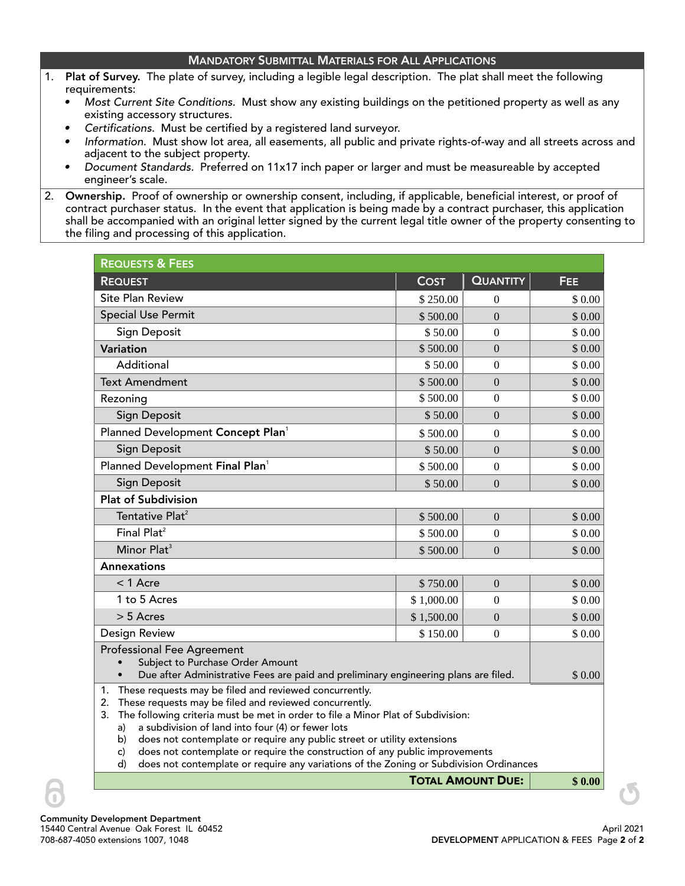## MANDATORY SUBMITTAL MATERIALS FOR ALL APPLICATIONS

1. **Plat of Survey.** The plate of survey, including a legible legal description. The plat shall meet the following requirements:
   - *Most Current Site Conditions.* Must show any existing buildings on the petitioned property as well as any existing accessory structures.
   - *Certifications.* Must be certified by a registered land surveyor.
   - *Information.* Must show lot area, all easements, all public and private rights-of-way and all streets across and adjacent to the subject property.
   - *Document Standards.* Preferred on 11x17 inch paper or larger and must be measureable by accepted engineer's scale.
2. **Ownership.** Proof of ownership or ownership consent, including, if applicable, beneficial interest, or proof of contract purchaser status. In the event that application is being made by a contract purchaser, this application shall be accompanied with an original letter signed by the current legal title owner of the property consenting to the filing and processing of this application.

## REQUESTS & FEES

| REQUEST | COST | QUANTITY | FEE |
|---|---|---|---|
| Site Plan Review | $ 250.00 | 0 | $ 0.00 |
| Special Use Permit | $ 500.00 | 0 | $ 0.00 |
| Sign Deposit | $ 50.00 | 0 | $ 0.00 |
| **Variation** | $ 500.00 | 0 | $ 0.00 |
| Additional | $ 50.00 | 0 | $ 0.00 |
| Text Amendment | $ 500.00 | 0 | $ 0.00 |
| Rezoning | $ 500.00 | 0 | $ 0.00 |
| Sign Deposit | $ 50.00 | 0 | $ 0.00 |
| Planned Development **Concept Plan**[1] | $ 500.00 | 0 | $ 0.00 |
| Sign Deposit | $ 50.00 | 0 | $ 0.00 |
| Planned Development **Final Plan**[1] | $ 500.00 | 0 | $ 0.00 |
| Sign Deposit | $ 50.00 | 0 | $ 0.00 |
| **Plat of Subdivision** | | | |
| Tentative Plat[2] | $ 500.00 | 0 | $ 0.00 |
| Final Plat[2] | $ 500.00 | 0 | $ 0.00 |
| Minor Plat[3] | $ 500.00 | 0 | $ 0.00 |
| **Annexations** | | | |
| < 1 Acre | $ 750.00 | 0 | $ 0.00 |
| 1 to 5 Acres | $ 1,000.00 | 0 | $ 0.00 |
| > 5 Acres | $ 1,500.00 | 0 | $ 0.00 |
| Design Review | $ 150.00 | 0 | $ 0.00 |
| Professional Fee Agreement<br>• Subject to Purchase Order Amount<br>• Due after Administrative Fees are paid and preliminary engineering plans are filed. | | | $ 0.00 |
| **TOTAL AMOUNT DUE:** | | | **$ 0.00** |

1. These requests may be filed and reviewed concurrently.
2. These requests may be filed and reviewed concurrently.
3. The following criteria must be met in order to file a Minor Plat of Subdivision:
   a) a subdivision of land into four (4) or fewer lots
   b) does not contemplate or require any public street or utility extensions
   c) does not contemplate or require the construction of any public improvements
   d) does not contemplate or require any variations of the Zoning or Subdivision Ordinances

**Community Development Department**
15440 Central Avenue Oak Forest IL 60452
708-687-4050 extensions 1007, 1048

April 2021
**DEVELOPMENT** APPLICATION & FEES